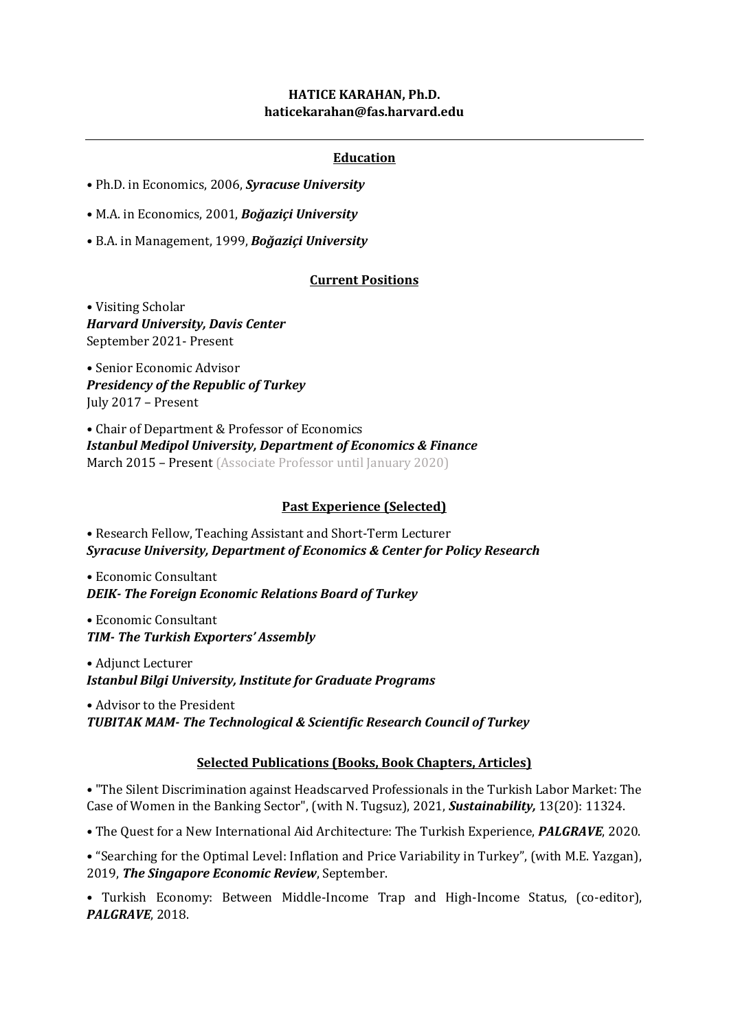# HATICE KARAHAN, Ph.D.
**haticekarahan@fas.harvard.edu**

---

## Education

- Ph.D. in Economics, 2006, ***Syracuse University***
- M.A. in Economics, 2001, ***Boğaziçi University***
- B.A. in Management, 1999, ***Boğaziçi University***

## Current Positions

- Visiting Scholar
  ***Harvard University, Davis Center***
  September 2021- Present

- Senior Economic Advisor
  ***Presidency of the Republic of Turkey***
  July 2017 – Present

- Chair of Department & Professor of Economics
  ***Istanbul Medipol University, Department of Economics & Finance***
  March 2015 – Present (Associate Professor until January 2020)

## Past Experience (Selected)

- Research Fellow, Teaching Assistant and Short-Term Lecturer
  ***Syracuse University, Department of Economics & Center for Policy Research***

- Economic Consultant
  ***DEIK- The Foreign Economic Relations Board of Turkey***

- Economic Consultant
  ***TIM- The Turkish Exporters' Assembly***

- Adjunct Lecturer
  ***Istanbul Bilgi University, Institute for Graduate Programs***

- Advisor to the President
  ***TUBITAK MAM- The Technological & Scientific Research Council of Turkey***

## Selected Publications (Books, Book Chapters, Articles)

- "The Silent Discrimination against Headscarved Professionals in the Turkish Labor Market: The Case of Women in the Banking Sector", (with N. Tugsuz), 2021, ***Sustainability,*** 13(20): 11324.
- The Quest for a New International Aid Architecture: The Turkish Experience, ***PALGRAVE***, 2020.
- "Searching for the Optimal Level: Inflation and Price Variability in Turkey", (with M.E. Yazgan), 2019, ***The Singapore Economic Review***, September.
- Turkish Economy: Between Middle-Income Trap and High-Income Status, (co-editor), ***PALGRAVE***, 2018.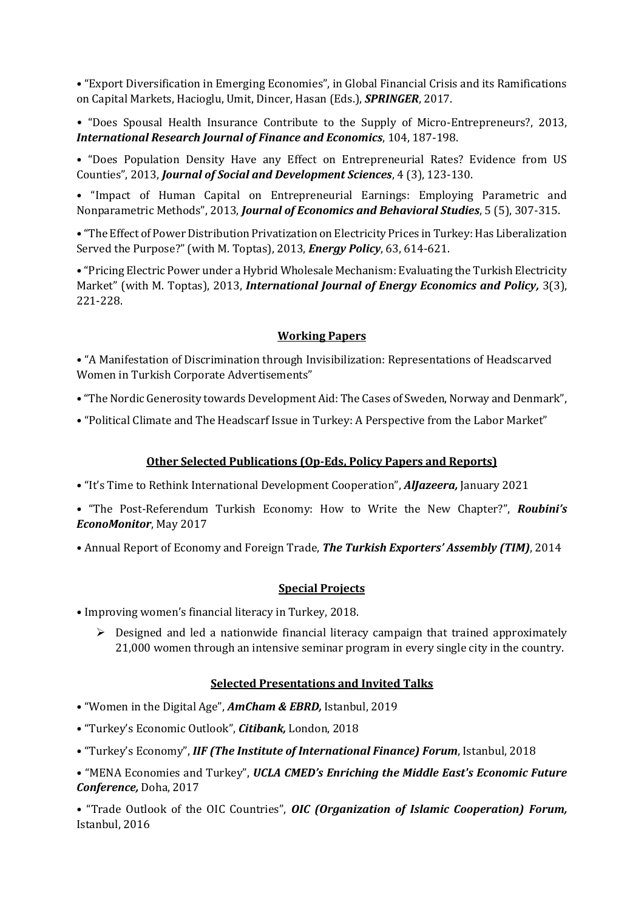- "Export Diversification in Emerging Economies", in Global Financial Crisis and its Ramifications on Capital Markets, Hacioglu, Umit, Dincer, Hasan (Eds.), ***SPRINGER***, 2017.

- "Does Spousal Health Insurance Contribute to the Supply of Micro-Entrepreneurs?, 2013, ***International Research Journal of Finance and Economics***, 104, 187-198.

- "Does Population Density Have any Effect on Entrepreneurial Rates? Evidence from US Counties", 2013, ***Journal of Social and Development Sciences***, 4 (3), 123-130.

- "Impact of Human Capital on Entrepreneurial Earnings: Employing Parametric and Nonparametric Methods", 2013, ***Journal of Economics and Behavioral Studies***, 5 (5), 307-315.

- "The Effect of Power Distribution Privatization on Electricity Prices in Turkey: Has Liberalization Served the Purpose?" (with M. Toptas), 2013, ***Energy Policy***, 63, 614-621.

- "Pricing Electric Power under a Hybrid Wholesale Mechanism: Evaluating the Turkish Electricity Market" (with M. Toptas), 2013, ***International Journal of Energy Economics and Policy,*** 3(3), 221-228.

## Working Papers

- "A Manifestation of Discrimination through Invisibilization: Representations of Headscarved Women in Turkish Corporate Advertisements"

- "The Nordic Generosity towards Development Aid: The Cases of Sweden, Norway and Denmark",

- "Political Climate and The Headscarf Issue in Turkey: A Perspective from the Labor Market"

## Other Selected Publications (Op-Eds, Policy Papers and Reports)

- "It's Time to Rethink International Development Cooperation", ***AlJazeera,*** January 2021

- "The Post-Referendum Turkish Economy: How to Write the New Chapter?", ***Roubini's EconoMonitor***, May 2017

- Annual Report of Economy and Foreign Trade, ***The Turkish Exporters' Assembly (TIM)***, 2014

## Special Projects

- Improving women's financial literacy in Turkey, 2018.
  - Designed and led a nationwide financial literacy campaign that trained approximately 21,000 women through an intensive seminar program in every single city in the country.

## Selected Presentations and Invited Talks

- "Women in the Digital Age", ***AmCham & EBRD,*** Istanbul, 2019

- "Turkey's Economic Outlook", ***Citibank,*** London, 2018

- "Turkey's Economy", ***IIF (The Institute of International Finance) Forum***, Istanbul, 2018

- "MENA Economies and Turkey", ***UCLA CMED's Enriching the Middle East's Economic Future Conference,*** Doha, 2017

- "Trade Outlook of the OIC Countries", ***OIC (Organization of Islamic Cooperation) Forum,*** Istanbul, 2016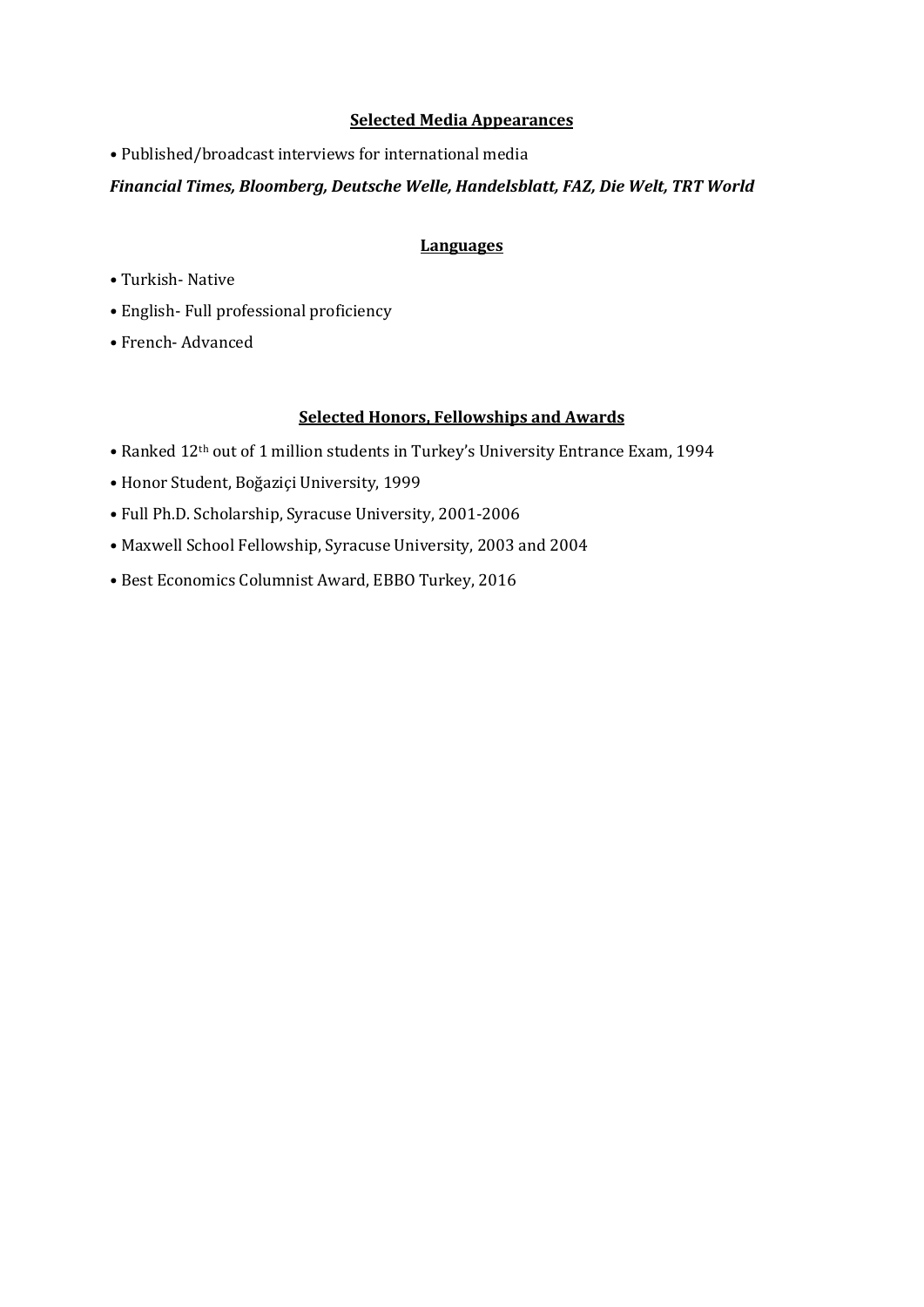## Selected Media Appearances

• Published/broadcast interviews for international media

***Financial Times, Bloomberg, Deutsche Welle, Handelsblatt, FAZ, Die Welt, TRT World***

## Languages

• Turkish- Native

• English- Full professional proficiency

• French- Advanced

## Selected Honors, Fellowships and Awards

• Ranked 12th out of 1 million students in Turkey's University Entrance Exam, 1994

• Honor Student, Boğaziçi University, 1999

• Full Ph.D. Scholarship, Syracuse University, 2001-2006

• Maxwell School Fellowship, Syracuse University, 2003 and 2004

• Best Economics Columnist Award, EBBO Turkey, 2016